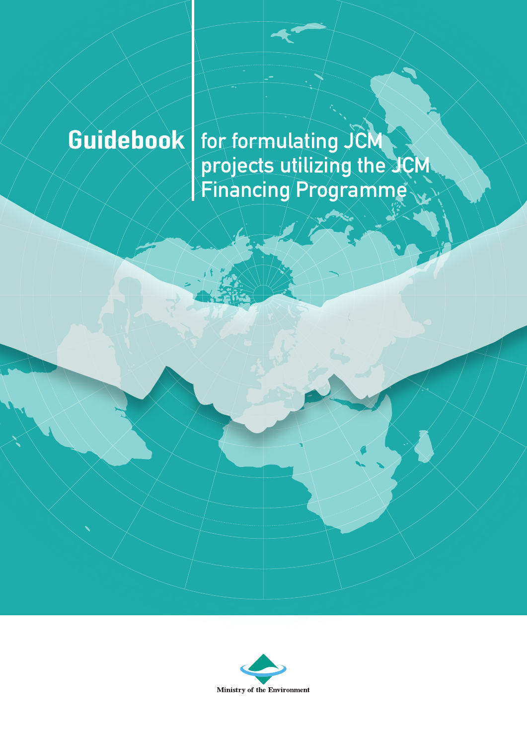# Guidebook for formulating JCM projects utilizing the JCM Financing Programme

Ministry of the Environment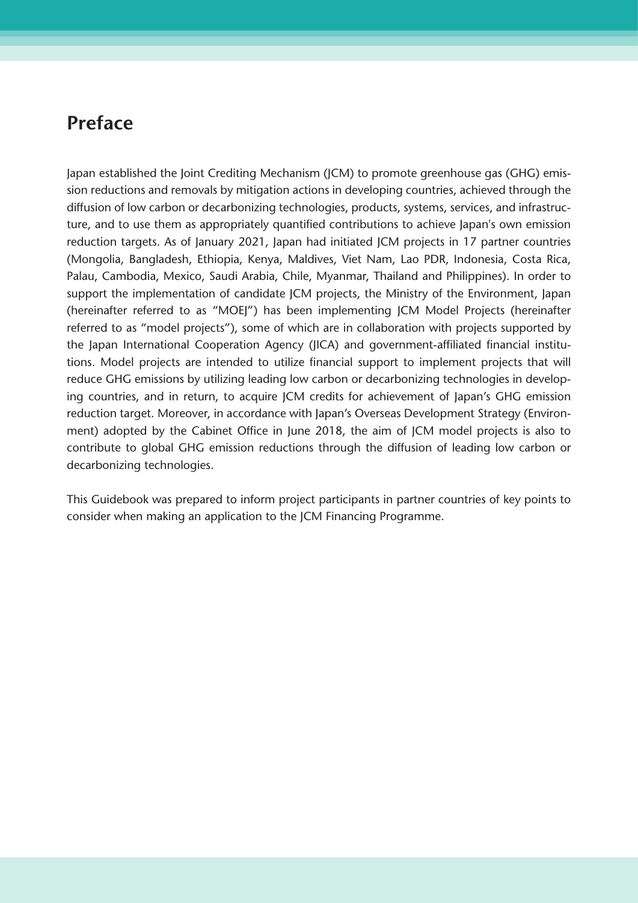# Preface

Japan established the Joint Crediting Mechanism (JCM) to promote greenhouse gas (GHG) emission reductions and removals by mitigation actions in developing countries, achieved through the diffusion of low carbon or decarbonizing technologies, products, systems, services, and infrastructure, and to use them as appropriately quantified contributions to achieve Japan's own emission reduction targets. As of January 2021, Japan had initiated JCM projects in 17 partner countries (Mongolia, Bangladesh, Ethiopia, Kenya, Maldives, Viet Nam, Lao PDR, Indonesia, Costa Rica, Palau, Cambodia, Mexico, Saudi Arabia, Chile, Myanmar, Thailand and Philippines). In order to support the implementation of candidate JCM projects, the Ministry of the Environment, Japan (hereinafter referred to as "MOEJ") has been implementing JCM Model Projects (hereinafter referred to as "model projects"), some of which are in collaboration with projects supported by the Japan International Cooperation Agency (JICA) and government-affiliated financial institutions. Model projects are intended to utilize financial support to implement projects that will reduce GHG emissions by utilizing leading low carbon or decarbonizing technologies in developing countries, and in return, to acquire JCM credits for achievement of Japan's GHG emission reduction target. Moreover, in accordance with Japan's Overseas Development Strategy (Environment) adopted by the Cabinet Office in June 2018, the aim of JCM model projects is also to contribute to global GHG emission reductions through the diffusion of leading low carbon or decarbonizing technologies.

This Guidebook was prepared to inform project participants in partner countries of key points to consider when making an application to the JCM Financing Programme.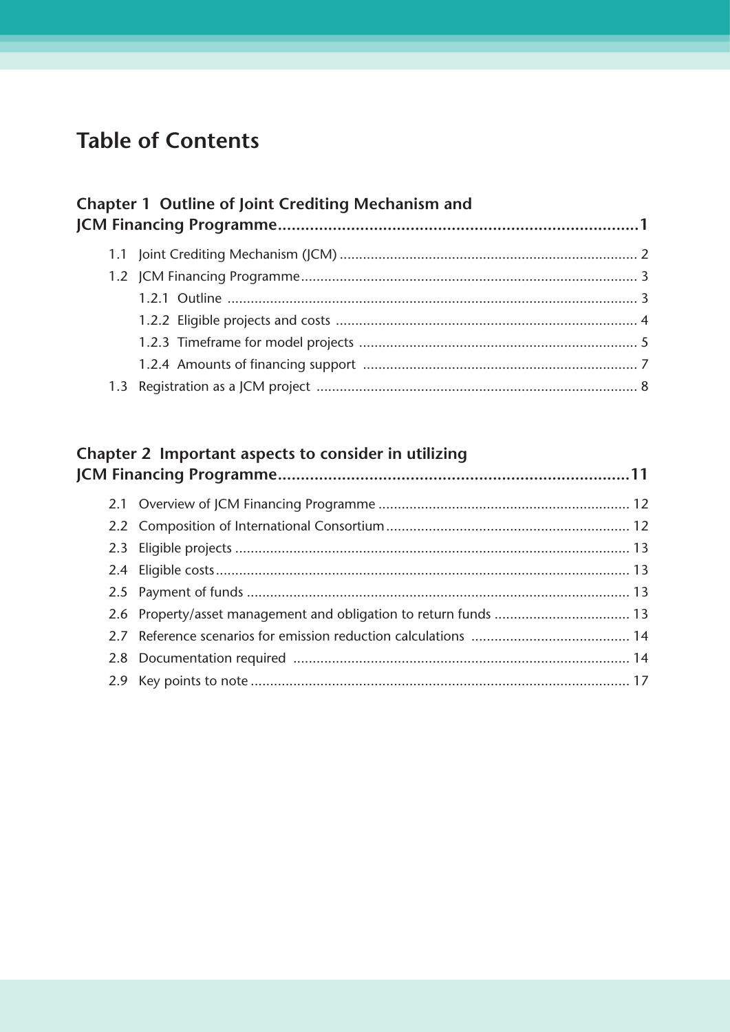# Table of Contents

**Chapter 1 Outline of Joint Crediting Mechanism and JCM Financing Programme.................................................................1**

- 1.1 Joint Crediting Mechanism (JCM) ............................................................................ 2
- 1.2 JCM Financing Programme...................................................................................... 3
  - 1.2.1 Outline ......................................................................................................... 3
  - 1.2.2 Eligible projects and costs ............................................................................. 4
  - 1.2.3 Timeframe for model projects ....................................................................... 5
  - 1.2.4 Amounts of financing support ...................................................................... 7
- 1.3 Registration as a JCM project .................................................................................. 8

**Chapter 2 Important aspects to consider in utilizing JCM Financing Programme.............................................................................11**

- 2.1 Overview of JCM Financing Programme ................................................................ 12
- 2.2 Composition of International Consortium .............................................................. 12
- 2.3 Eligible projects ..................................................................................................... 13
- 2.4 Eligible costs.......................................................................................................... 13
- 2.5 Payment of funds .................................................................................................. 13
- 2.6 Property/asset management and obligation to return funds .................................. 13
- 2.7 Reference scenarios for emission reduction calculations ......................................... 14
- 2.8 Documentation required ....................................................................................... 14
- 2.9 Key points to note ................................................................................................. 17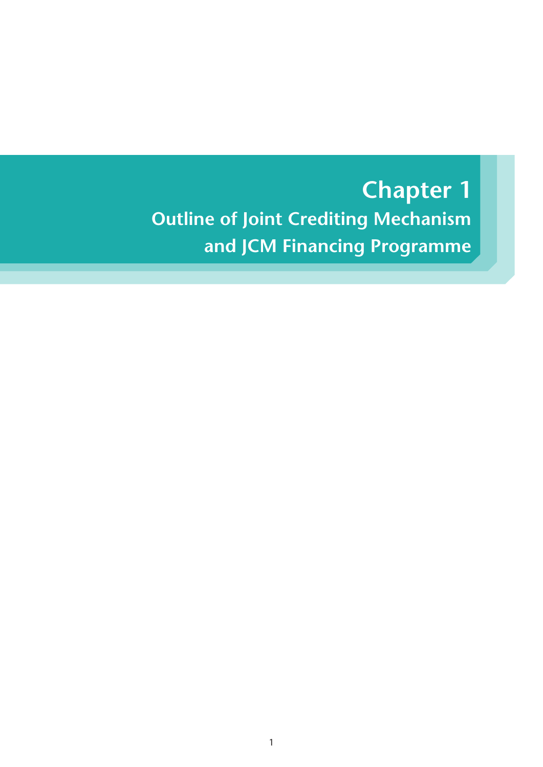# Chapter 1

## Outline of Joint Crediting Mechanism and JCM Financing Programme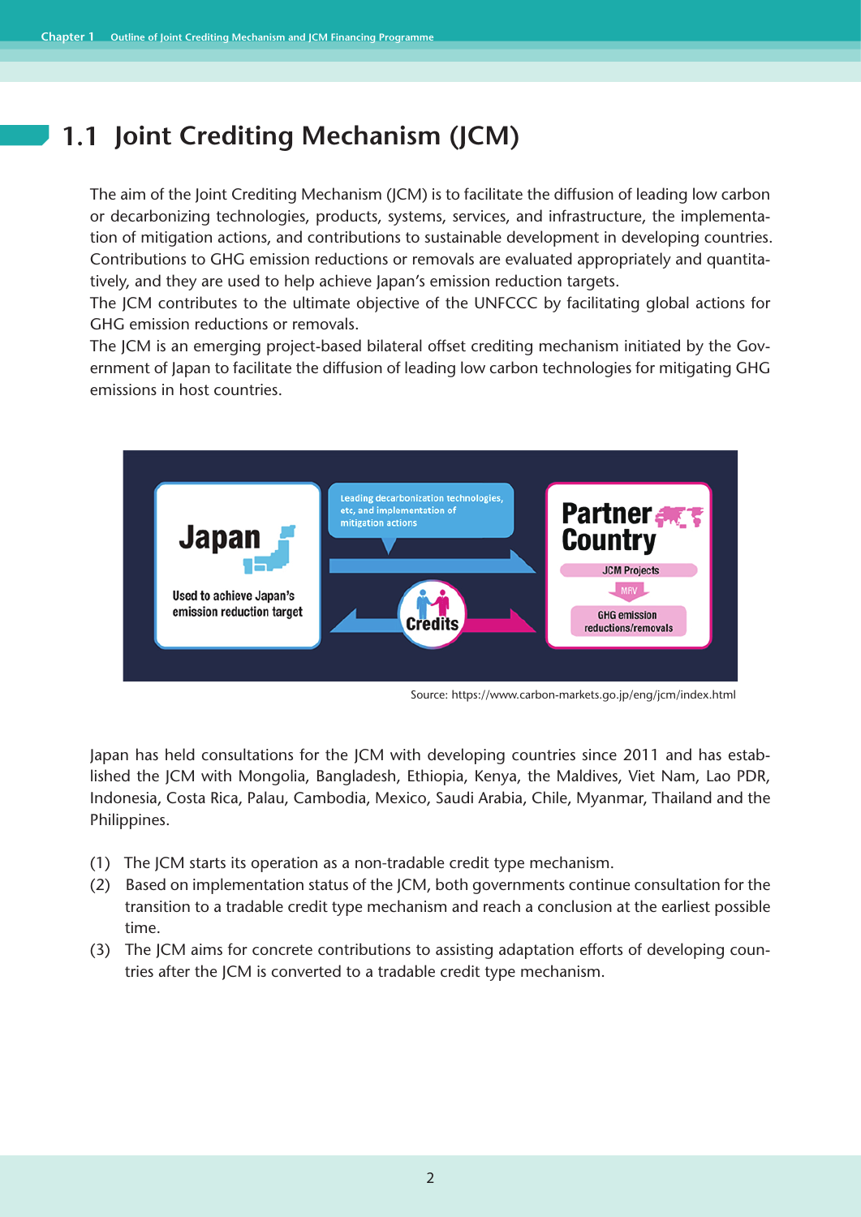## 1.1 Joint Crediting Mechanism (JCM)

The aim of the Joint Crediting Mechanism (JCM) is to facilitate the diffusion of leading low carbon or decarbonizing technologies, products, systems, services, and infrastructure, the implementation of mitigation actions, and contributions to sustainable development in developing countries. Contributions to GHG emission reductions or removals are evaluated appropriately and quantitatively, and they are used to help achieve Japan's emission reduction targets.
The JCM contributes to the ultimate objective of the UNFCCC by facilitating global actions for GHG emission reductions or removals.
The JCM is an emerging project-based bilateral offset crediting mechanism initiated by the Government of Japan to facilitate the diffusion of leading low carbon technologies for mitigating GHG emissions in host countries.

Japan — Used to achieve Japan's emission reduction target

Leading decarbonization technologies, etc, and implementation of mitigation actions

Credits

Partner Country — JCM Projects — MRV — GHG emission reductions/removals

Source: https://www.carbon-markets.go.jp/eng/jcm/index.html

Japan has held consultations for the JCM with developing countries since 2011 and has established the JCM with Mongolia, Bangladesh, Ethiopia, Kenya, the Maldives, Viet Nam, Lao PDR, Indonesia, Costa Rica, Palau, Cambodia, Mexico, Saudi Arabia, Chile, Myanmar, Thailand and the Philippines.

(1) The JCM starts its operation as a non-tradable credit type mechanism.
(2) Based on implementation status of the JCM, both governments continue consultation for the transition to a tradable credit type mechanism and reach a conclusion at the earliest possible time.
(3) The JCM aims for concrete contributions to assisting adaptation efforts of developing countries after the JCM is converted to a tradable credit type mechanism.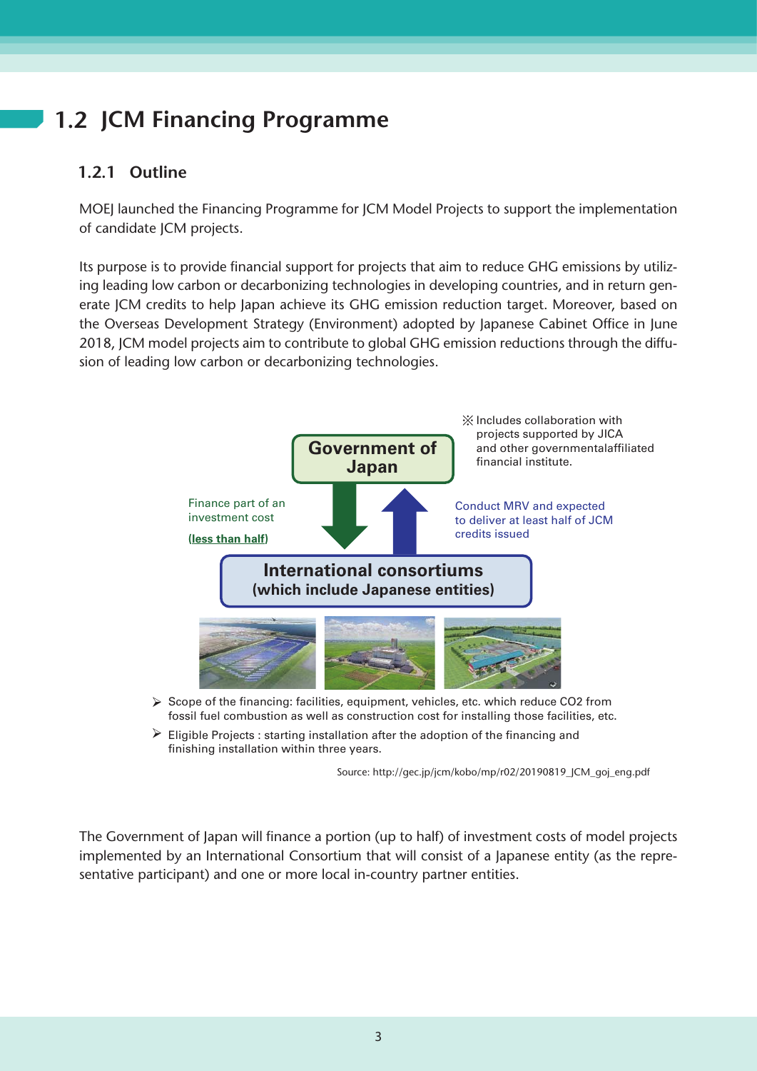## 1.2 JCM Financing Programme

### 1.2.1 Outline

MOEJ launched the Financing Programme for JCM Model Projects to support the implementation of candidate JCM projects.

Its purpose is to provide financial support for projects that aim to reduce GHG emissions by utilizing leading low carbon or decarbonizing technologies in developing countries, and in return generate JCM credits to help Japan achieve its GHG emission reduction target. Moreover, based on the Overseas Development Strategy (Environment) adopted by Japanese Cabinet Office in June 2018, JCM model projects aim to contribute to global GHG emission reductions through the diffusion of leading low carbon or decarbonizing technologies.

※ Includes collaboration with projects supported by JICA and other governmentalaffiliated financial institute.

**Government of Japan**

Finance part of an investment cost

**(less than half)**

Conduct MRV and expected to deliver at least half of JCM credits issued

**International consortiums (which include Japanese entities)**

- Scope of the financing: facilities, equipment, vehicles, etc. which reduce CO2 from fossil fuel combustion as well as construction cost for installing those facilities, etc.
- Eligible Projects : starting installation after the adoption of the financing and finishing installation within three years.

Source: http://gec.jp/jcm/kobo/mp/r02/20190819_JCM_goj_eng.pdf

The Government of Japan will finance a portion (up to half) of investment costs of model projects implemented by an International Consortium that will consist of a Japanese entity (as the representative participant) and one or more local in-country partner entities.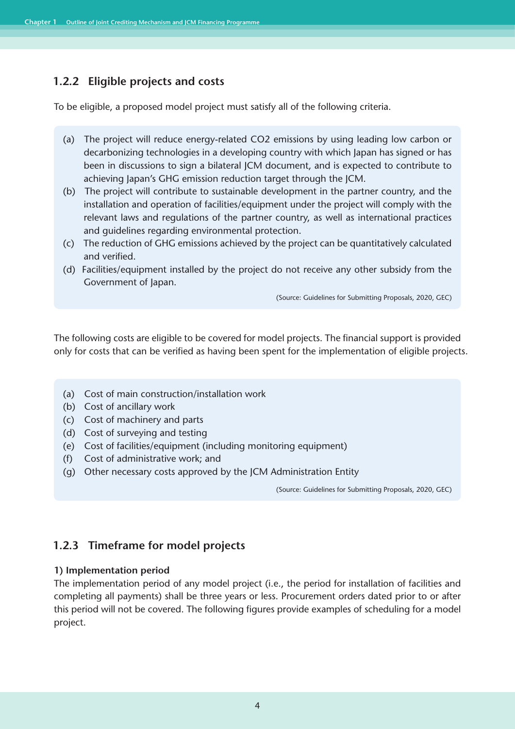### 1.2.2 Eligible projects and costs

To be eligible, a proposed model project must satisfy all of the following criteria.

(a) The project will reduce energy-related $CO_2$ emissions by using leading low carbon or decarbonizing technologies in a developing country with which Japan has signed or has been in discussions to sign a bilateral JCM document, and is expected to contribute to achieving Japan's GHG emission reduction target through the JCM.
(b) The project will contribute to sustainable development in the partner country, and the installation and operation of facilities/equipment under the project will comply with the relevant laws and regulations of the partner country, as well as international practices and guidelines regarding environmental protection.
(c) The reduction of GHG emissions achieved by the project can be quantitatively calculated and verified.
(d) Facilities/equipment installed by the project do not receive any other subsidy from the Government of Japan.

(Source: Guidelines for Submitting Proposals, 2020, GEC)

The following costs are eligible to be covered for model projects. The financial support is provided only for costs that can be verified as having been spent for the implementation of eligible projects.

(a) Cost of main construction/installation work
(b) Cost of ancillary work
(c) Cost of machinery and parts
(d) Cost of surveying and testing
(e) Cost of facilities/equipment (including monitoring equipment)
(f) Cost of administrative work; and
(g) Other necessary costs approved by the JCM Administration Entity

(Source: Guidelines for Submitting Proposals, 2020, GEC)

### 1.2.3 Timeframe for model projects

**1) Implementation period**

The implementation period of any model project (i.e., the period for installation of facilities and completing all payments) shall be three years or less. Procurement orders dated prior to or after this period will not be covered. The following figures provide examples of scheduling for a model project.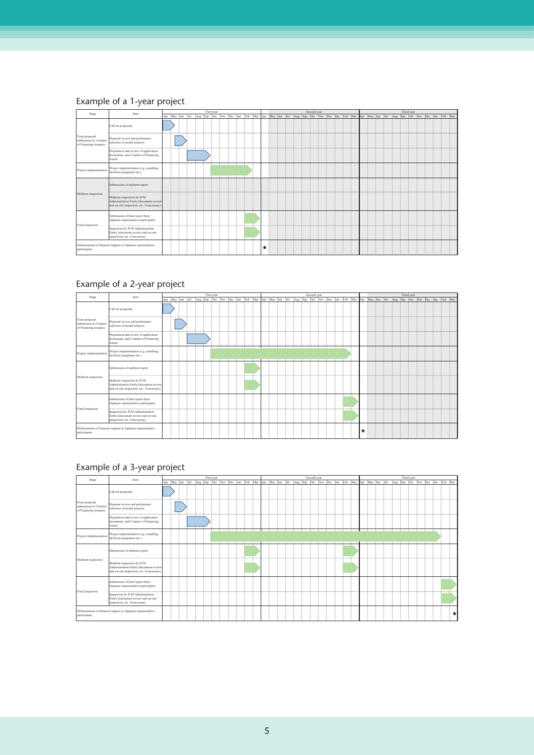## Example of a 1-year project

| Stage | Item | First year | Second year | Third year |
|---|---|---|---|---|
| From proposal submission to Contract of Financing issuance | Call for proposals | Apr | | |
| | Proposal review and preliminary selection of model projects | May–Jun | | |
| | Preparation and review of application documents, and Contract of Financing issued | Jul–Sep | | |
| Project implementation | Project implementation (e.g. installing facilities/equipment etc.) | Oct–Feb | | |
| Midterm inspection | Submission of midterm report | | | |
| | Midterm inspection by JCM Administration Entity (document review and on-site inspection, etc. if necessary) | | | |
| Final inspection | Submission of final report from Japanese representative participants | Feb–Mar | | |
| | Inspection by JCM Administration Entity (document review and on-site inspection, etc. if necessary) | Feb–Mar | | |
| Disbursement of financial support to Japanese representative participants | | | ★ Apr | |

## Example of a 2-year project

| Stage | Item | First year | Second year | Third year |
|---|---|---|---|---|
| From proposal submission to Contract of Financing issuance | Call for proposals | Apr | | |
| | Proposal review and preliminary selection of model projects | May–Jun | | |
| | Preparation and review of application documents, and Contract of Financing issued | Jul–Sep | | |
| Project implementation | Project implementation (e.g. installing facilities/equipment etc.) | Oct–Mar | Apr–Jan | |
| Midterm inspection | Submission of midterm report | Feb–Mar | | |
| | Midterm inspection by JCM Administration Entity (document review and on-site inspection, etc. if necessary) | Feb–Mar | | |
| Final inspection | Submission of final report from Japanese representative participants | | Feb–Mar | |
| | Inspection by JCM Administration Entity (document review and on-site inspection, etc. if necessary) | | Feb–Mar | |
| Disbursement of financial support to Japanese representative participants | | | | ★ Apr |

## Example of a 3-year project

| Stage | Item | First year | Second year | Third year |
|---|---|---|---|---|
| From proposal submission to Contract of Financing issuance | Call for proposals | Apr | | |
| | Proposal review and preliminary selection of model projects | May–Jun | | |
| | Preparation and review of application documents, and Contract of Financing issued | Jul–Sep | | |
| Project implementation | Project implementation (e.g. installing facilities/equipment etc.) | Oct–Mar | Apr–Mar | Apr–Feb |
| Midterm inspection | Submission of midterm report | Feb–Mar | Feb–Mar | |
| | Midterm inspection by JCM Administration Entity (document review and on-site inspection, etc. if necessary) | Feb–Mar | Feb–Mar | |
| Final inspection | Submission of final report from Japanese representative participants | | | Mar |
| | Inspection by JCM Administration Entity (document review and on-site inspection, etc. if necessary) | | | Mar |
| Disbursement of financial support to Japanese representative participants | | | | ★ Mar |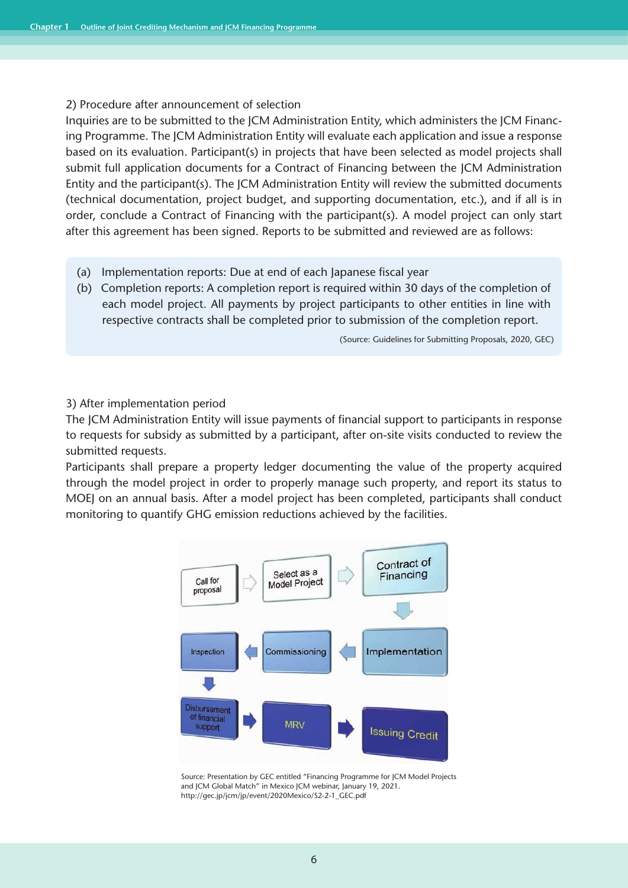2) Procedure after announcement of selection

Inquiries are to be submitted to the JCM Administration Entity, which administers the JCM Financing Programme. The JCM Administration Entity will evaluate each application and issue a response based on its evaluation. Participant(s) in projects that have been selected as model projects shall submit full application documents for a Contract of Financing between the JCM Administration Entity and the participant(s). The JCM Administration Entity will review the submitted documents (technical documentation, project budget, and supporting documentation, etc.), and if all is in order, conclude a Contract of Financing with the participant(s). A model project can only start after this agreement has been signed. Reports to be submitted and reviewed are as follows:

(a) Implementation reports: Due at end of each Japanese fiscal year

(b) Completion reports: A completion report is required within 30 days of the completion of each model project. All payments by project participants to other entities in line with respective contracts shall be completed prior to submission of the completion report.

(Source: Guidelines for Submitting Proposals, 2020, GEC)

3) After implementation period

The JCM Administration Entity will issue payments of financial support to participants in response to requests for subsidy as submitted by a participant, after on-site visits conducted to review the submitted requests.

Participants shall prepare a property ledger documenting the value of the property acquired through the model project in order to properly manage such property, and report its status to MOEJ on an annual basis. After a model project has been completed, participants shall conduct monitoring to quantify GHG emission reductions achieved by the facilities.

Call for proposal → Select as a Model Project → Contract of Financing → Implementation → Commissioning → Inspection → Disbursement of financial support → MRV → Issuing Credit

Source: Presentation by GEC entitled "Financing Programme for JCM Model Projects and JCM Global Match" in Mexico JCM webinar, January 19, 2021. http://gec.jp/jcm/jp/event/2020Mexico/S2-2-1_GEC.pdf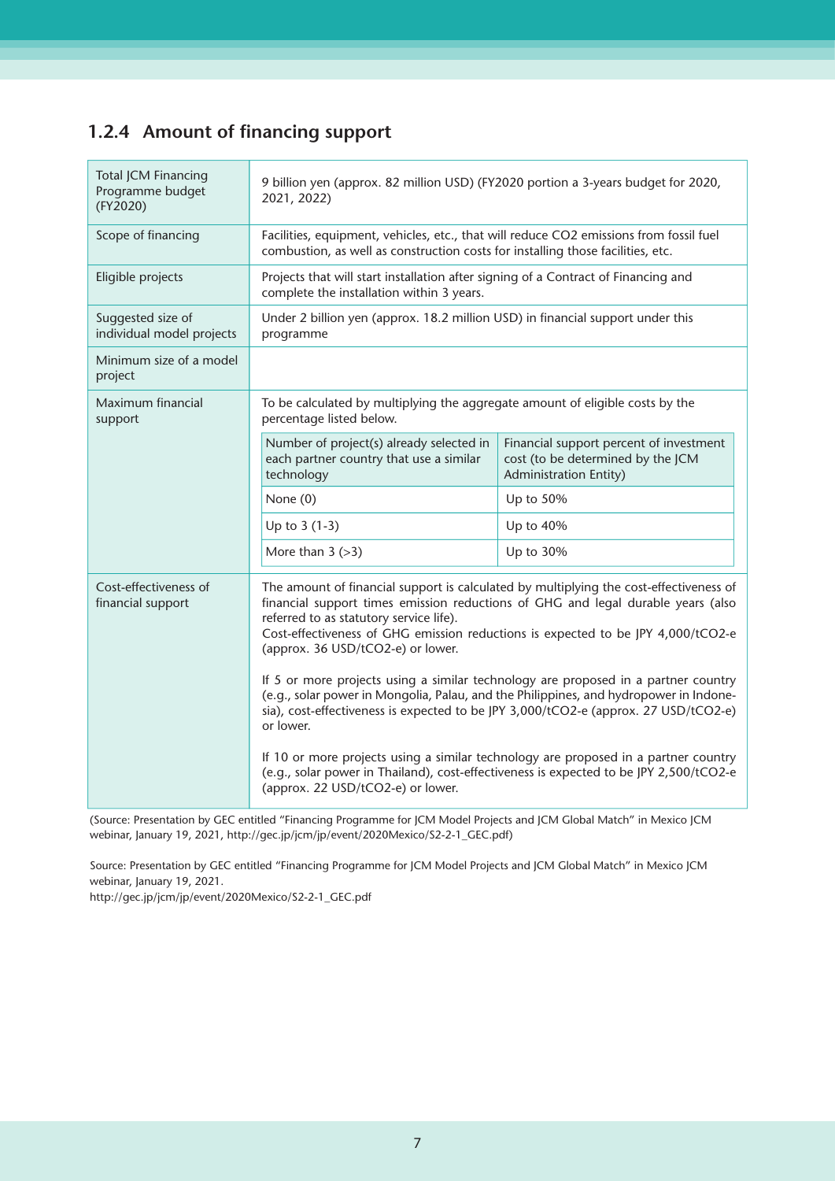### 1.2.4 Amount of financing support

| | |
|---|---|
| Total JCM Financing Programme budget (FY2020) | 9 billion yen (approx. 82 million USD) (FY2020 portion a 3-years budget for 2020, 2021, 2022) |
| Scope of financing | Facilities, equipment, vehicles, etc., that will reduce CO2 emissions from fossil fuel combustion, as well as construction costs for installing those facilities, etc. |
| Eligible projects | Projects that will start installation after signing of a Contract of Financing and complete the installation within 3 years. |
| Suggested size of individual model projects | Under 2 billion yen (approx. 18.2 million USD) in financial support under this programme |
| Minimum size of a model project | |
| Maximum financial support | To be calculated by multiplying the aggregate amount of eligible costs by the percentage listed below.<br><br>Number of project(s) already selected in each partner country that use a similar technology → Financial support percent of investment cost (to be determined by the JCM Administration Entity):<br>None (0): Up to 50%<br>Up to 3 (1-3): Up to 40%<br>More than 3 (>3): Up to 30% |
| Cost-effectiveness of financial support | The amount of financial support is calculated by multiplying the cost-effectiveness of financial support times emission reductions of GHG and legal durable years (also referred to as statutory service life).<br>Cost-effectiveness of GHG emission reductions is expected to be JPY 4,000/tCO2-e (approx. 36 USD/tCO2-e) or lower.<br><br>If 5 or more projects using a similar technology are proposed in a partner country (e.g., solar power in Mongolia, Palau, and the Philippines, and hydropower in Indonesia), cost-effectiveness is expected to be JPY 3,000/tCO2-e (approx. 27 USD/tCO2-e) or lower.<br><br>If 10 or more projects using a similar technology are proposed in a partner country (e.g., solar power in Thailand), cost-effectiveness is expected to be JPY 2,500/tCO2-e (approx. 22 USD/tCO2-e) or lower. |

(Source: Presentation by GEC entitled "Financing Programme for JCM Model Projects and JCM Global Match" in Mexico JCM webinar, January 19, 2021, http://gec.jp/jcm/jp/event/2020Mexico/S2-2-1_GEC.pdf)

Source: Presentation by GEC entitled "Financing Programme for JCM Model Projects and JCM Global Match" in Mexico JCM webinar, January 19, 2021.
http://gec.jp/jcm/jp/event/2020Mexico/S2-2-1_GEC.pdf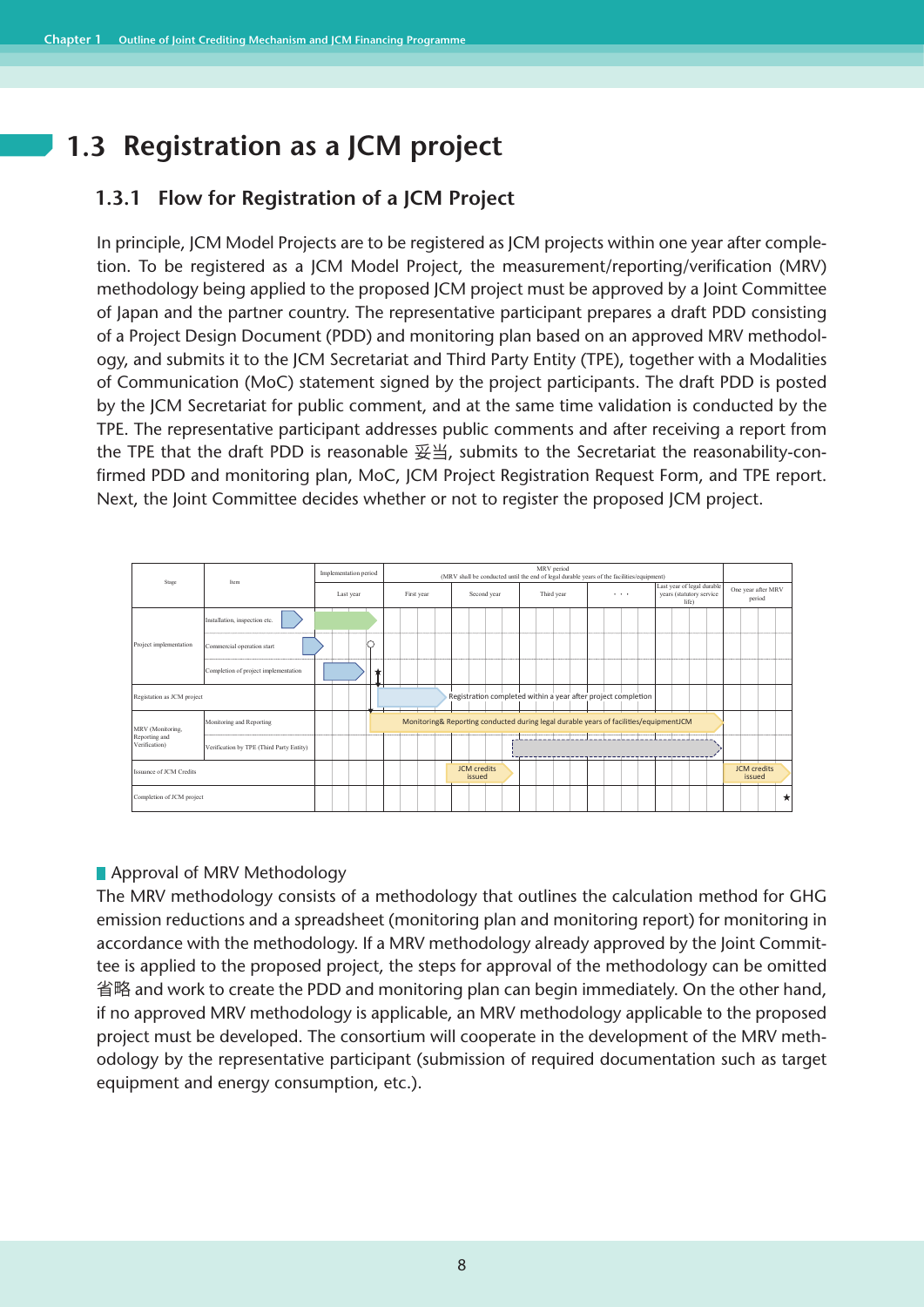# 1.3 Registration as a JCM project

## 1.3.1 Flow for Registration of a JCM Project

In principle, JCM Model Projects are to be registered as JCM projects within one year after completion. To be registered as a JCM Model Project, the measurement/reporting/verification (MRV) methodology being applied to the proposed JCM project must be approved by a Joint Committee of Japan and the partner country. The representative participant prepares a draft PDD consisting of a Project Design Document (PDD) and monitoring plan based on an approved MRV methodology, and submits it to the JCM Secretariat and Third Party Entity (TPE), together with a Modalities of Communication (MoC) statement signed by the project participants. The draft PDD is posted by the JCM Secretariat for public comment, and at the same time validation is conducted by the TPE. The representative participant addresses public comments and after receiving a report from the TPE that the draft PDD is reasonable 妥当, submits to the Secretariat the reasonability-confirmed PDD and monitoring plan, MoC, JCM Project Registration Request Form, and TPE report. Next, the Joint Committee decides whether or not to register the proposed JCM project.

| Stage | Item | Implementation period | MRV period (MRV shall be conducted until the end of legal durable years of the facilities/equipment) | | | | | |
|---|---|---|---|---|---|---|---|---|
| | | Last year | First year | Second year | Third year | ・・・ | Last year of legal durable years (statutory service life) | One year after MRV period |
| Project implementation | Installation, inspection etc. | | | | | | | |
| | Commercial operation start | | | | | | | |
| | Completion of project implementation | ★ | | | | | | |
| Registration as JCM project | | | Registration completed within a year after project completion | | | | | |
| MRV (Monitoring, Reporting and Verification) | Monitoring and Reporting | | Monitoring& Reporting conducted during legal durable years of facilities/equipmentJCM | | | | | |
| | Verification by TPE (Third Party Entity) | | | | | | | |
| Issuance of JCM Credits | | | | JCM credits issued | | | | JCM credits issued |
| Completion of JCM project | | | | | | | | ★ |

### Approval of MRV Methodology

The MRV methodology consists of a methodology that outlines the calculation method for GHG emission reductions and a spreadsheet (monitoring plan and monitoring report) for monitoring in accordance with the methodology. If a MRV methodology already approved by the Joint Committee is applied to the proposed project, the steps for approval of the methodology can be omitted 省略 and work to create the PDD and monitoring plan can begin immediately. On the other hand, if no approved MRV methodology is applicable, an MRV methodology applicable to the proposed project must be developed. The consortium will cooperate in the development of the MRV methodology by the representative participant (submission of required documentation such as target equipment and energy consumption, etc.).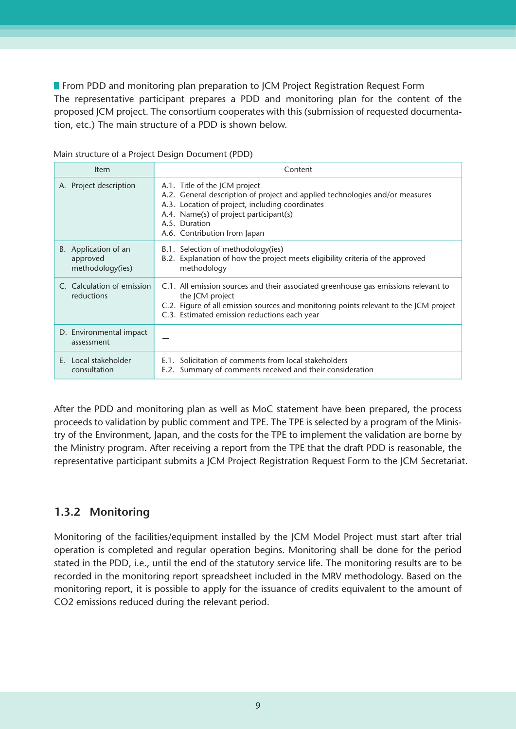From PDD and monitoring plan preparation to JCM Project Registration Request Form

The representative participant prepares a PDD and monitoring plan for the content of the proposed JCM project. The consortium cooperates with this (submission of requested documentation, etc.) The main structure of a PDD is shown below.

Main structure of a Project Design Document (PDD)

| Item | Content |
|---|---|
| A. Project description | A.1. Title of the JCM project<br>A.2. General description of project and applied technologies and/or measures<br>A.3. Location of project, including coordinates<br>A.4. Name(s) of project participant(s)<br>A.5. Duration<br>A.6. Contribution from Japan |
| B. Application of an approved methodology(ies) | B.1. Selection of methodology(ies)<br>B.2. Explanation of how the project meets eligibility criteria of the approved methodology |
| C. Calculation of emission reductions | C.1. All emission sources and their associated greenhouse gas emissions relevant to the JCM project<br>C.2. Figure of all emission sources and monitoring points relevant to the JCM project<br>C.3. Estimated emission reductions each year |
| D. Environmental impact assessment | — |
| E. Local stakeholder consultation | E.1. Solicitation of comments from local stakeholders<br>E.2. Summary of comments received and their consideration |

After the PDD and monitoring plan as well as MoC statement have been prepared, the process proceeds to validation by public comment and TPE. The TPE is selected by a program of the Ministry of the Environment, Japan, and the costs for the TPE to implement the validation are borne by the Ministry program. After receiving a report from the TPE that the draft PDD is reasonable, the representative participant submits a JCM Project Registration Request Form to the JCM Secretariat.

### 1.3.2 Monitoring

Monitoring of the facilities/equipment installed by the JCM Model Project must start after trial operation is completed and regular operation begins. Monitoring shall be done for the period stated in the PDD, i.e., until the end of the statutory service life. The monitoring results are to be recorded in the monitoring report spreadsheet included in the MRV methodology. Based on the monitoring report, it is possible to apply for the issuance of credits equivalent to the amount of $CO_2$ emissions reduced during the relevant period.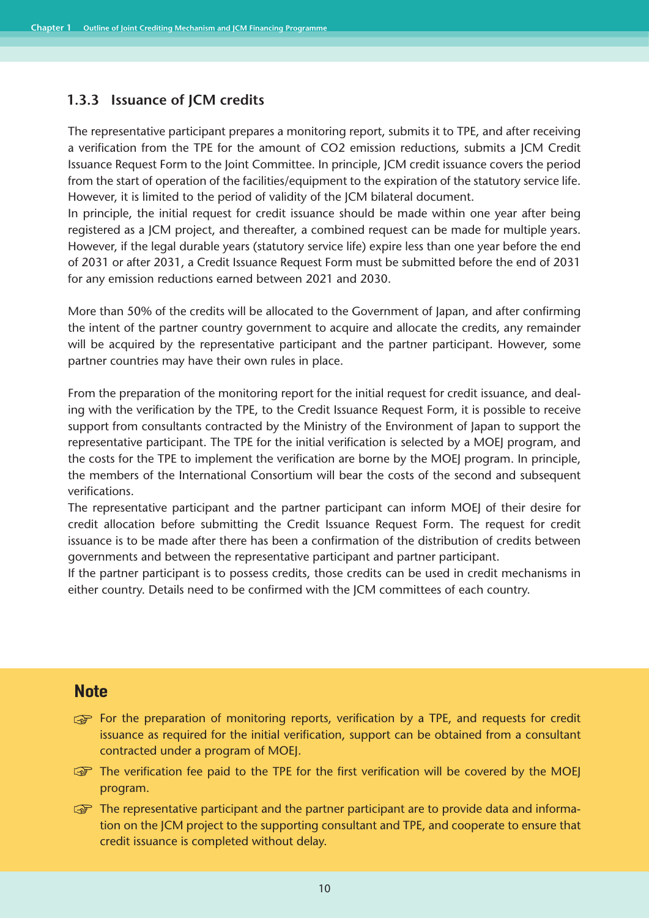### 1.3.3 Issuance of JCM credits

The representative participant prepares a monitoring report, submits it to TPE, and after receiving a verification from the TPE for the amount of $CO_2$ emission reductions, submits a JCM Credit Issuance Request Form to the Joint Committee. In principle, JCM credit issuance covers the period from the start of operation of the facilities/equipment to the expiration of the statutory service life. However, it is limited to the period of validity of the JCM bilateral document.

In principle, the initial request for credit issuance should be made within one year after being registered as a JCM project, and thereafter, a combined request can be made for multiple years. However, if the legal durable years (statutory service life) expire less than one year before the end of 2031 or after 2031, a Credit Issuance Request Form must be submitted before the end of 2031 for any emission reductions earned between 2021 and 2030.

More than 50% of the credits will be allocated to the Government of Japan, and after confirming the intent of the partner country government to acquire and allocate the credits, any remainder will be acquired by the representative participant and the partner participant. However, some partner countries may have their own rules in place.

From the preparation of the monitoring report for the initial request for credit issuance, and dealing with the verification by the TPE, to the Credit Issuance Request Form, it is possible to receive support from consultants contracted by the Ministry of the Environment of Japan to support the representative participant. The TPE for the initial verification is selected by a MOEJ program, and the costs for the TPE to implement the verification are borne by the MOEJ program. In principle, the members of the International Consortium will bear the costs of the second and subsequent verifications.

The representative participant and the partner participant can inform MOEJ of their desire for credit allocation before submitting the Credit Issuance Request Form. The request for credit issuance is to be made after there has been a confirmation of the distribution of credits between governments and between the representative participant and partner participant.

If the partner participant is to possess credits, those credits can be used in credit mechanisms in either country. Details need to be confirmed with the JCM committees of each country.

**Note**

- ☞ For the preparation of monitoring reports, verification by a TPE, and requests for credit issuance as required for the initial verification, support can be obtained from a consultant contracted under a program of MOEJ.
- ☞ The verification fee paid to the TPE for the first verification will be covered by the MOEJ program.
- ☞ The representative participant and the partner participant are to provide data and information on the JCM project to the supporting consultant and TPE, and cooperate to ensure that credit issuance is completed without delay.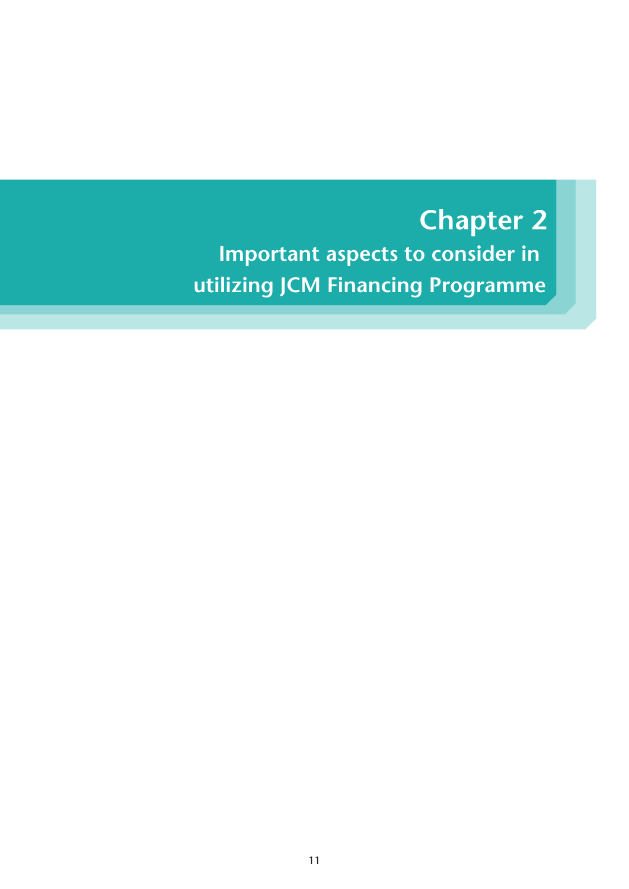# Chapter 2

## Important aspects to consider in utilizing JCM Financing Programme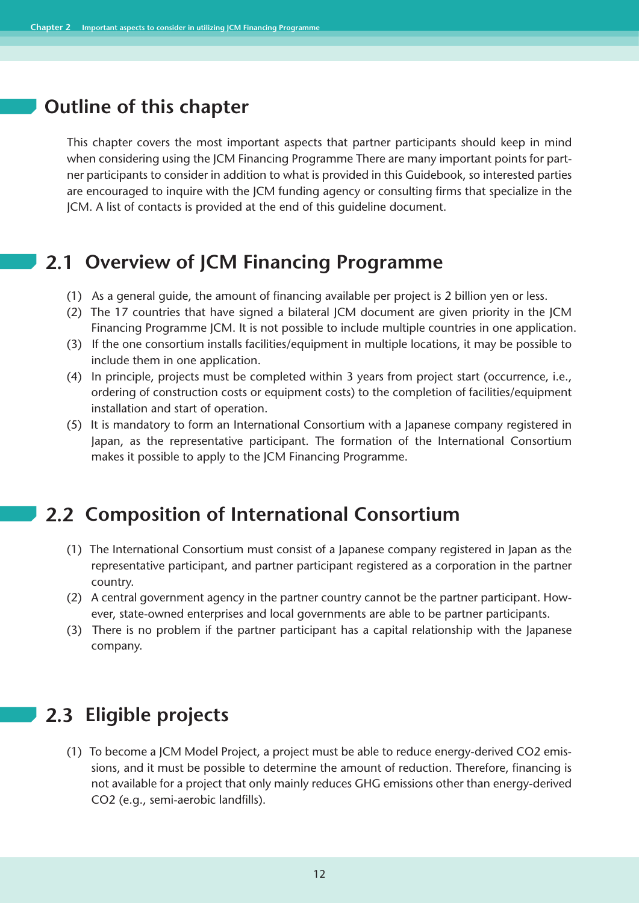## Outline of this chapter

This chapter covers the most important aspects that partner participants should keep in mind when considering using the JCM Financing Programme There are many important points for partner participants to consider in addition to what is provided in this Guidebook, so interested parties are encouraged to inquire with the JCM funding agency or consulting firms that specialize in the JCM. A list of contacts is provided at the end of this guideline document.

## 2.1 Overview of JCM Financing Programme

(1) As a general guide, the amount of financing available per project is 2 billion yen or less.
(2) The 17 countries that have signed a bilateral JCM document are given priority in the JCM Financing Programme JCM. It is not possible to include multiple countries in one application.
(3) If the one consortium installs facilities/equipment in multiple locations, it may be possible to include them in one application.
(4) In principle, projects must be completed within 3 years from project start (occurrence, i.e., ordering of construction costs or equipment costs) to the completion of facilities/equipment installation and start of operation.
(5) It is mandatory to form an International Consortium with a Japanese company registered in Japan, as the representative participant. The formation of the International Consortium makes it possible to apply to the JCM Financing Programme.

## 2.2 Composition of International Consortium

(1) The International Consortium must consist of a Japanese company registered in Japan as the representative participant, and partner participant registered as a corporation in the partner country.
(2) A central government agency in the partner country cannot be the partner participant. However, state-owned enterprises and local governments are able to be partner participants.
(3) There is no problem if the partner participant has a capital relationship with the Japanese company.

## 2.3 Eligible projects

(1) To become a JCM Model Project, a project must be able to reduce energy-derived $CO_2$ emissions, and it must be possible to determine the amount of reduction. Therefore, financing is not available for a project that only mainly reduces GHG emissions other than energy-derived $CO_2$ (e.g., semi-aerobic landfills).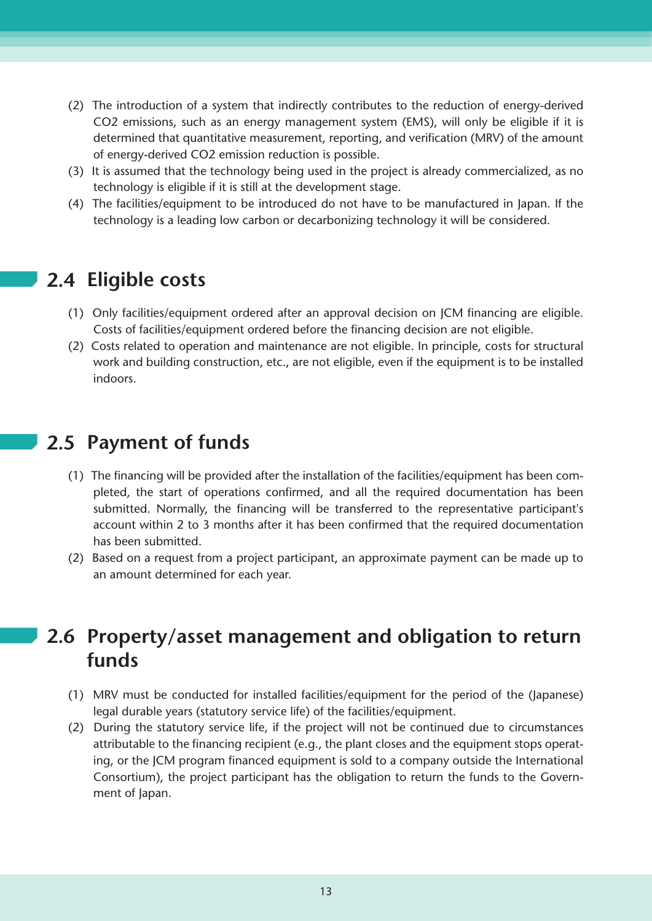(2) The introduction of a system that indirectly contributes to the reduction of energy-derived $CO_2$ emissions, such as an energy management system (EMS), will only be eligible if it is determined that quantitative measurement, reporting, and verification (MRV) of the amount of energy-derived $CO_2$ emission reduction is possible.

(3) It is assumed that the technology being used in the project is already commercialized, as no technology is eligible if it is still at the development stage.

(4) The facilities/equipment to be introduced do not have to be manufactured in Japan. If the technology is a leading low carbon or decarbonizing technology it will be considered.

## 2.4 Eligible costs

(1) Only facilities/equipment ordered after an approval decision on JCM financing are eligible. Costs of facilities/equipment ordered before the financing decision are not eligible.

(2) Costs related to operation and maintenance are not eligible. In principle, costs for structural work and building construction, etc., are not eligible, even if the equipment is to be installed indoors.

## 2.5 Payment of funds

(1) The financing will be provided after the installation of the facilities/equipment has been completed, the start of operations confirmed, and all the required documentation has been submitted. Normally, the financing will be transferred to the representative participant's account within 2 to 3 months after it has been confirmed that the required documentation has been submitted.

(2) Based on a request from a project participant, an approximate payment can be made up to an amount determined for each year.

## 2.6 Property/asset management and obligation to return funds

(1) MRV must be conducted for installed facilities/equipment for the period of the (Japanese) legal durable years (statutory service life) of the facilities/equipment.

(2) During the statutory service life, if the project will not be continued due to circumstances attributable to the financing recipient (e.g., the plant closes and the equipment stops operating, or the JCM program financed equipment is sold to a company outside the International Consortium), the project participant has the obligation to return the funds to the Government of Japan.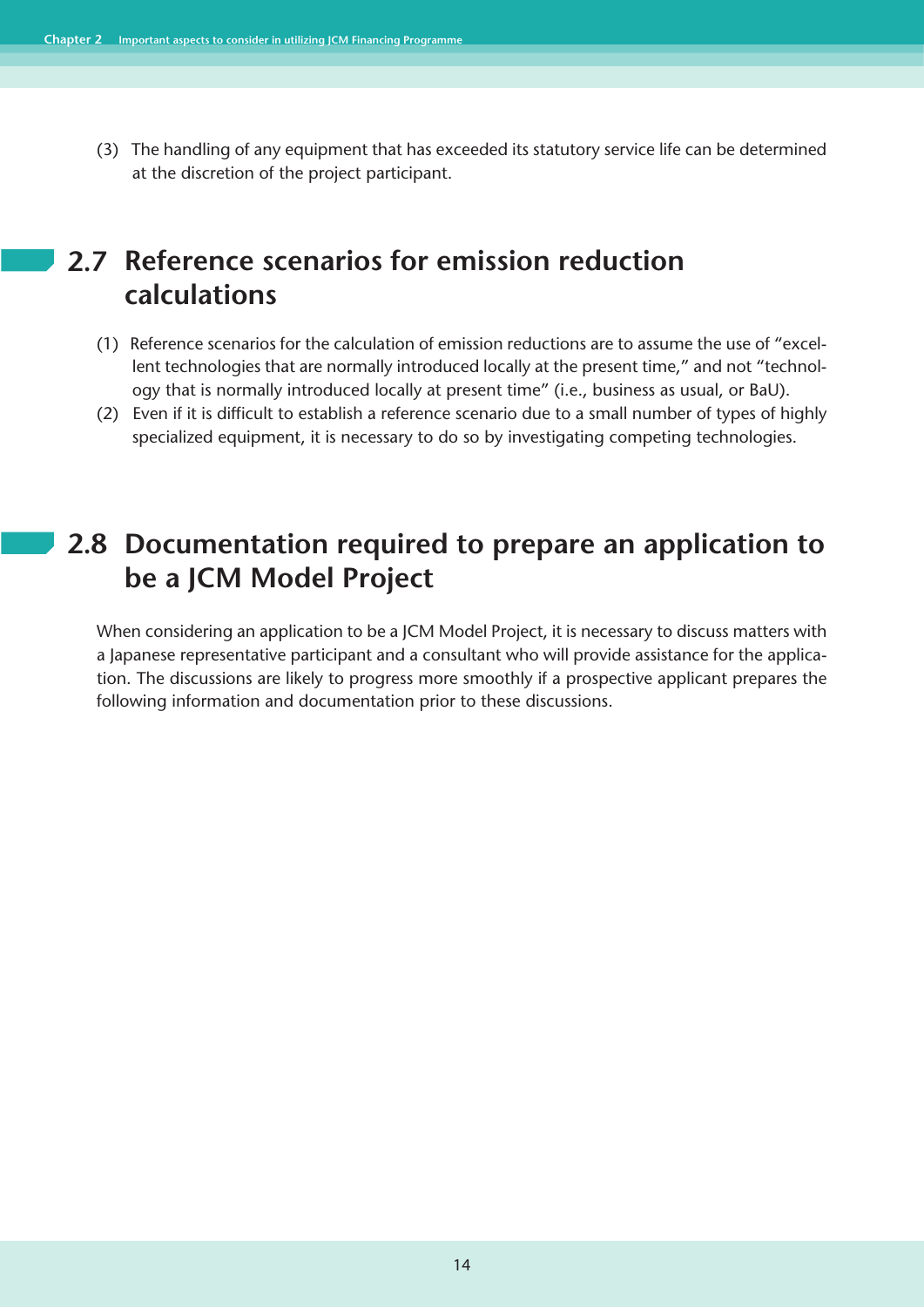(3) The handling of any equipment that has exceeded its statutory service life can be determined at the discretion of the project participant.

## 2.7 Reference scenarios for emission reduction calculations

(1) Reference scenarios for the calculation of emission reductions are to assume the use of "excellent technologies that are normally introduced locally at the present time," and not "technology that is normally introduced locally at present time" (i.e., business as usual, or BaU).

(2) Even if it is difficult to establish a reference scenario due to a small number of types of highly specialized equipment, it is necessary to do so by investigating competing technologies.

## 2.8 Documentation required to prepare an application to be a JCM Model Project

When considering an application to be a JCM Model Project, it is necessary to discuss matters with a Japanese representative participant and a consultant who will provide assistance for the application. The discussions are likely to progress more smoothly if a prospective applicant prepares the following information and documentation prior to these discussions.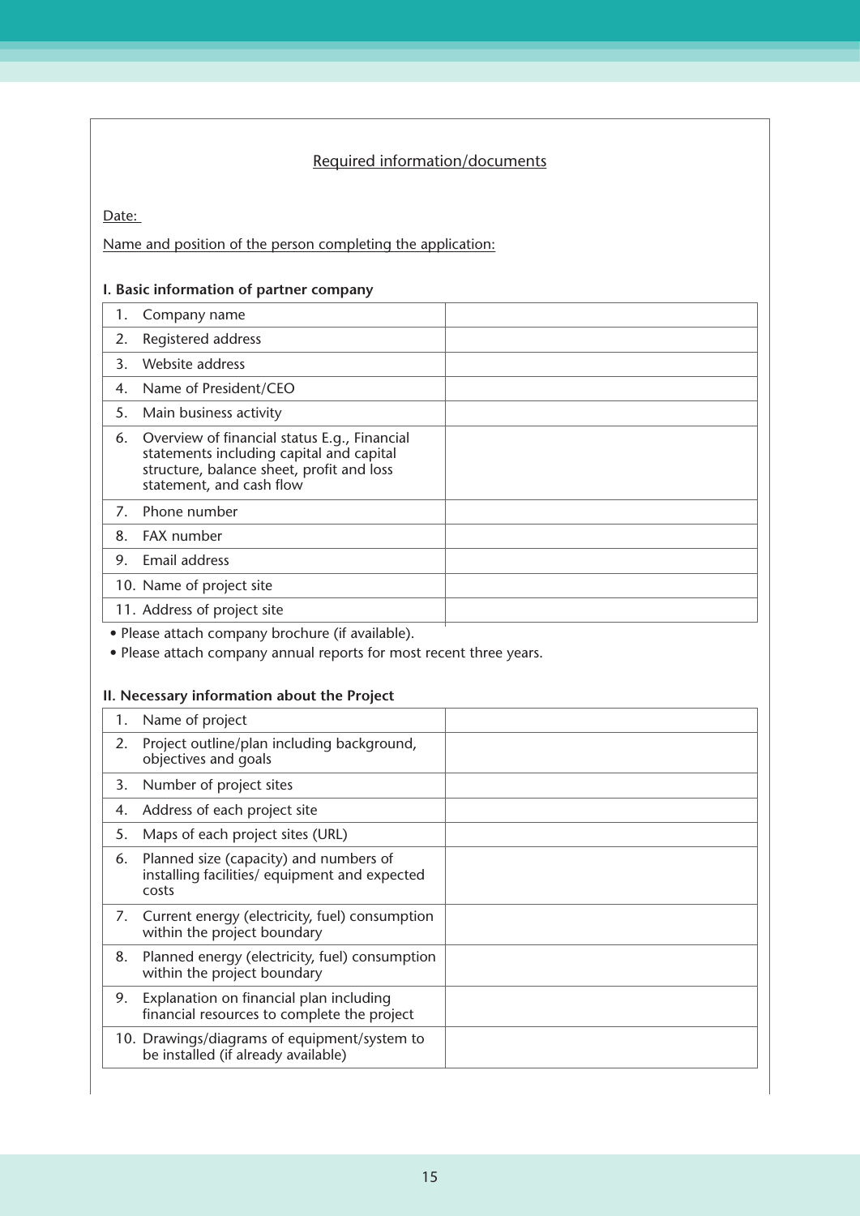<u>Required information/documents</u>

<u>Date:</u>

<u>Name and position of the person completing the application:</u>

**I. Basic information of partner company**

| | |
|---|---|
| 1. Company name | |
| 2. Registered address | |
| 3. Website address | |
| 4. Name of President/CEO | |
| 5. Main business activity | |
| 6. Overview of financial status E.g., Financial statements including capital and capital structure, balance sheet, profit and loss statement, and cash flow | |
| 7. Phone number | |
| 8. FAX number | |
| 9. Email address | |
| 10. Name of project site | |
| 11. Address of project site | |

- Please attach company brochure (if available).
- Please attach company annual reports for most recent three years.

**II. Necessary information about the Project**

| | |
|---|---|
| 1. Name of project | |
| 2. Project outline/plan including background, objectives and goals | |
| 3. Number of project sites | |
| 4. Address of each project site | |
| 5. Maps of each project sites (URL) | |
| 6. Planned size (capacity) and numbers of installing facilities/ equipment and expected costs | |
| 7. Current energy (electricity, fuel) consumption within the project boundary | |
| 8. Planned energy (electricity, fuel) consumption within the project boundary | |
| 9. Explanation on financial plan including financial resources to complete the project | |
| 10. Drawings/diagrams of equipment/system to be installed (if already available) | |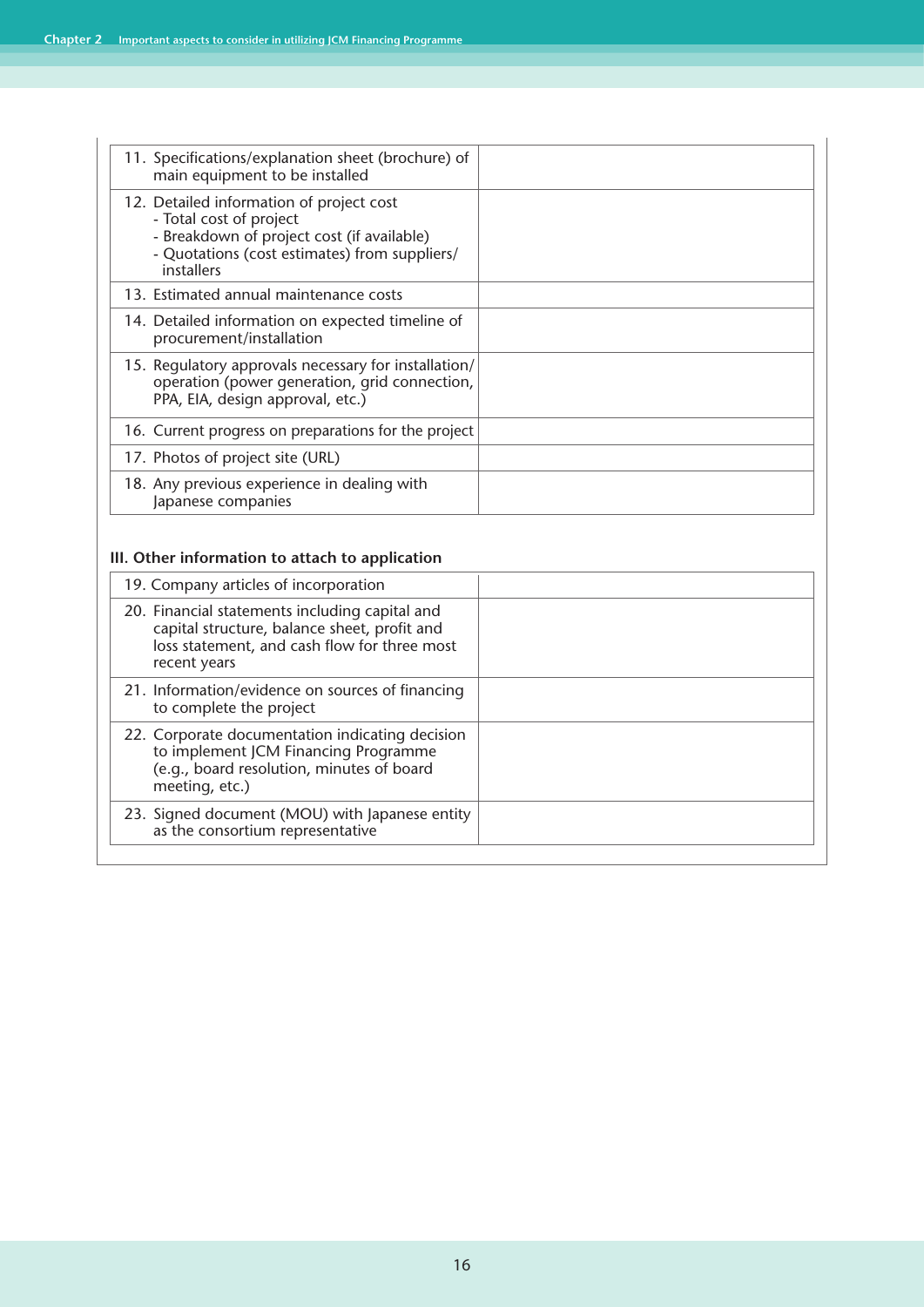| | |
|---|---|
| 11. Specifications/explanation sheet (brochure) of main equipment to be installed | |
| 12. Detailed information of project cost<br>- Total cost of project<br>- Breakdown of project cost (if available)<br>- Quotations (cost estimates) from suppliers/installers | |
| 13. Estimated annual maintenance costs | |
| 14. Detailed information on expected timeline of procurement/installation | |
| 15. Regulatory approvals necessary for installation/operation (power generation, grid connection, PPA, EIA, design approval, etc.) | |
| 16. Current progress on preparations for the project | |
| 17. Photos of project site (URL) | |
| 18. Any previous experience in dealing with Japanese companies | |

**III. Other information to attach to application**

| | |
|---|---|
| 19. Company articles of incorporation | |
| 20. Financial statements including capital and capital structure, balance sheet, profit and loss statement, and cash flow for three most recent years | |
| 21. Information/evidence on sources of financing to complete the project | |
| 22. Corporate documentation indicating decision to implement JCM Financing Programme (e.g., board resolution, minutes of board meeting, etc.) | |
| 23. Signed document (MOU) with Japanese entity as the consortium representative | |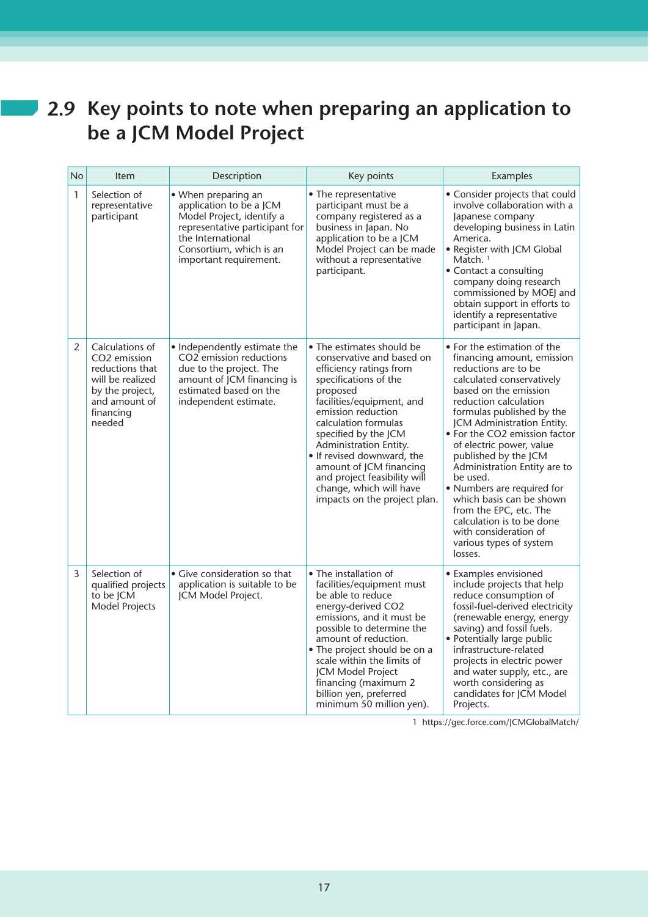## 2.9 Key points to note when preparing an application to be a JCM Model Project

| No | Item | Description | Key points | Examples |
|---|---|---|---|---|
| 1 | Selection of representative participant | • When preparing an application to be a JCM Model Project, identify a representative participant for the International Consortium, which is an important requirement. | • The representative participant must be a company registered as a business in Japan. No application to be a JCM Model Project can be made without a representative participant. | • Consider projects that could involve collaboration with a Japanese company developing business in Latin America.<br>• Register with JCM Global Match. [1]<br>• Contact a consulting company doing research commissioned by MOEJ and obtain support in efforts to identify a representative participant in Japan. |
| 2 | Calculations of $CO_2$ emission reductions that will be realized by the project, and amount of financing needed | • Independently estimate the $CO_2$ emission reductions due to the project. The amount of JCM financing is estimated based on the independent estimate. | • The estimates should be conservative and based on efficiency ratings from specifications of the proposed facilities/equipment, and emission reduction calculation formulas specified by the JCM Administration Entity.<br>• If revised downward, the amount of JCM financing and project feasibility will change, which will have impacts on the project plan. | • For the estimation of the financing amount, emission reductions are to be calculated conservatively based on the emission reduction calculation formulas published by the JCM Administration Entity.<br>• For the $CO_2$ emission factor of electric power, value published by the JCM Administration Entity are to be used.<br>• Numbers are required for which basis can be shown from the EPC, etc. The calculation is to be done with consideration of various types of system losses. |
| 3 | Selection of qualified projects to be JCM Model Projects | • Give consideration so that application is suitable to be JCM Model Project. | • The installation of facilities/equipment must be able to reduce energy-derived $CO_2$ emissions, and it must be possible to determine the amount of reduction.<br>• The project should be on a scale within the limits of JCM Model Project financing (maximum 2 billion yen, preferred minimum 50 million yen). | • Examples envisioned include projects that help reduce consumption of fossil-fuel-derived electricity (renewable energy, energy saving) and fossil fuels.<br>• Potentially large public infrastructure-related projects in electric power and water supply, etc., are worth considering as candidates for JCM Model Projects. |

1 https://gec.force.com/JCMGlobalMatch/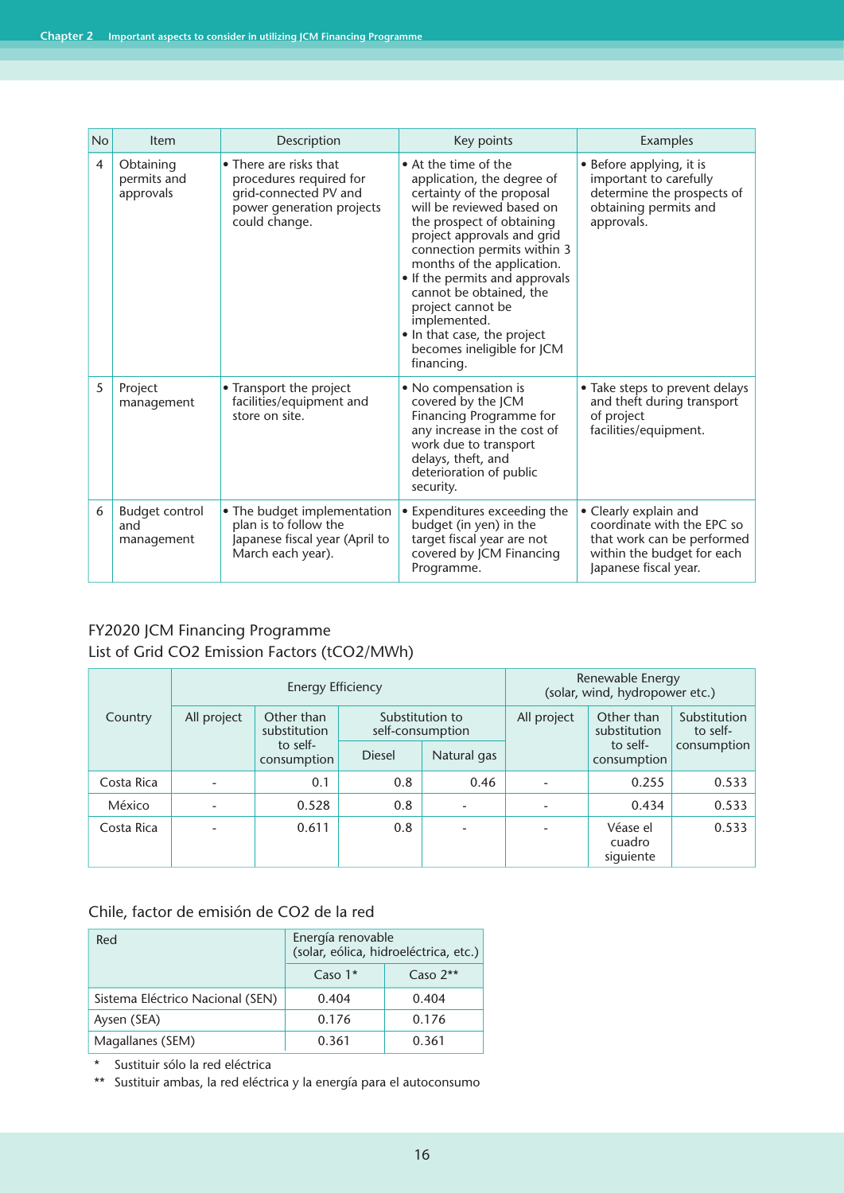| No | Item | Description | Key points | Examples |
|---|---|---|---|---|
| 4 | Obtaining permits and approvals | • There are risks that procedures required for grid-connected PV and power generation projects could change. | • At the time of the application, the degree of certainty of the proposal will be reviewed based on the prospect of obtaining project approvals and grid connection permits within 3 months of the application.<br>• If the permits and approvals cannot be obtained, the project cannot be implemented.<br>• In that case, the project becomes ineligible for JCM financing. | • Before applying, it is important to carefully determine the prospects of obtaining permits and approvals. |
| 5 | Project management | • Transport the project facilities/equipment and store on site. | • No compensation is covered by the JCM Financing Programme for any increase in the cost of work due to transport delays, theft, and deterioration of public security. | • Take steps to prevent delays and theft during transport of project facilities/equipment. |
| 6 | Budget control and management | • The budget implementation plan is to follow the Japanese fiscal year (April to March each year). | • Expenditures exceeding the budget (in yen) in the target fiscal year are not covered by JCM Financing Programme. | • Clearly explain and coordinate with the EPC so that work can be performed within the budget for each Japanese fiscal year. |

FY2020 JCM Financing Programme
List of Grid $CO_2$ Emission Factors ($tCO_2/MWh$)

| Country | Energy Efficiency | | | | Renewable Energy (solar, wind, hydropower etc.) | | |
|---|---|---|---|---|---|---|---|
| | All project | Other than substitution to self-consumption | Substitution to self-consumption | | All project | Other than substitution to self-consumption | Substitution to self-consumption |
| | | | Diesel | Natural gas | | | |
| Costa Rica | - | 0.1 | 0.8 | 0.46 | - | 0.255 | 0.533 |
| México | - | 0.528 | 0.8 | - | - | 0.434 | 0.533 |
| Costa Rica | - | 0.611 | 0.8 | - | - | Véase el cuadro siguiente | 0.533 |

Chile, factor de emisión de $CO_2$ de la red

| Red | Energía renovable (solar, eólica, hidroeléctrica, etc.) | |
|---|---|---|
| | Caso 1* | Caso 2** |
| Sistema Eléctrico Nacional (SEN) | 0.404 | 0.404 |
| Aysen (SEA) | 0.176 | 0.176 |
| Magallanes (SEM) | 0.361 | 0.361 |

\* Sustituir sólo la red eléctrica

\** Sustituir ambas, la red eléctrica y la energía para el autoconsumo